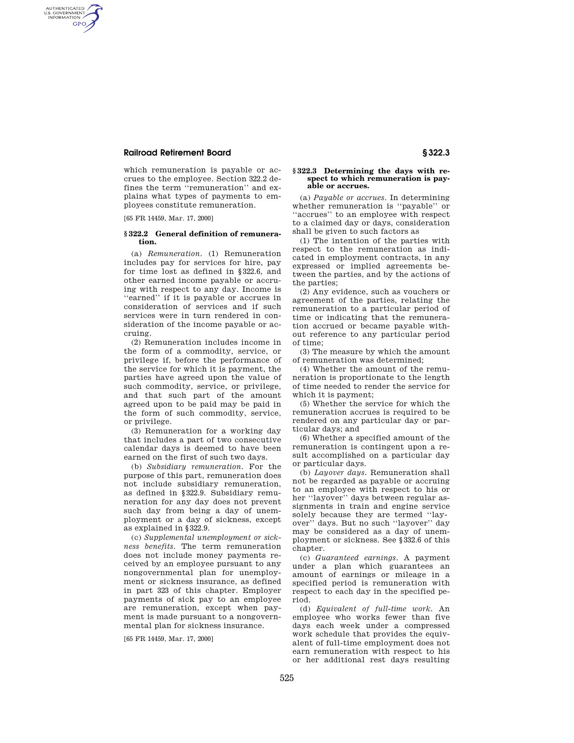which remuneration is payable or accrues to the employee. Section 322.2 defines the term ''remuneration'' and explains what types of payments to employees constitute remuneration.

[65 FR 14459, Mar. 17, 2000]

### § 322.2 General definition of remuneration.

(a) *Remuneration.* (1) Remuneration includes pay for services for hire, pay for time lost as defined in §322.6, and other earned income payable or accruing with respect to any day. Income is ''earned'' if it is payable or accrues in consideration of services and if such services were in turn rendered in consideration of the income payable or accruing.

(2) Remuneration includes income in the form of a commodity, service, or privilege if, before the performance of the service for which it is payment, the parties have agreed upon the value of such commodity, service, or privilege, and that such part of the amount agreed upon to be paid may be paid in the form of such commodity, service, or privilege.

(3) Remuneration for a working day that includes a part of two consecutive calendar days is deemed to have been earned on the first of such two days.

(b) *Subsidiary remuneration.* For the purpose of this part, remuneration does not include subsidiary remuneration, as defined in §322.9. Subsidiary remuneration for any day does not prevent such day from being a day of unemployment or a day of sickness, except as explained in §322.9.

(c) *Supplemental unemployment or sickness benefits.* The term remuneration does not include money payments received by an employee pursuant to any nongovernmental plan for unemployment or sickness insurance, as defined in part 323 of this chapter. Employer payments of sick pay to an employee are remuneration, except when payment is made pursuant to a nongovernmental plan for sickness insurance.

[65 FR 14459, Mar. 17, 2000]

### § 322.3 Determining the days with respect to which remuneration is payable or accrues.

(a) *Payable or accrues.* In determining whether remuneration is ''payable'' or ''accrues'' to an employee with respect to a claimed day or days, consideration shall be given to such factors as

(1) The intention of the parties with respect to the remuneration as indicated in employment contracts, in any expressed or implied agreements between the parties, and by the actions of the parties;

(2) Any evidence, such as vouchers or agreement of the parties, relating the remuneration to a particular period of time or indicating that the remuneration accrued or became payable without reference to any particular period of time;

(3) The measure by which the amount of remuneration was determined;

(4) Whether the amount of the remuneration is proportionate to the length of time needed to render the service for which it is payment;

(5) Whether the service for which the remuneration accrues is required to be rendered on any particular day or particular days; and

(6) Whether a specified amount of the remuneration is contingent upon a result accomplished on a particular day or particular days.

(b) *Layover days.* Remuneration shall not be regarded as payable or accruing to an employee with respect to his or her ''layover'' days between regular assignments in train and engine service solely because they are termed ''layover'' days. But no such ''layover'' day may be considered as a day of unemployment or sickness. See §332.6 of this chapter.

(c) *Guaranteed earnings.* A payment under a plan which guarantees an amount of earnings or mileage in a specified period is remuneration with respect to each day in the specified period.

(d) *Equivalent of full-time work.* An employee who works fewer than five days each week under a compressed work schedule that provides the equivalent of full-time employment does not earn remuneration with respect to his or her additional rest days resulting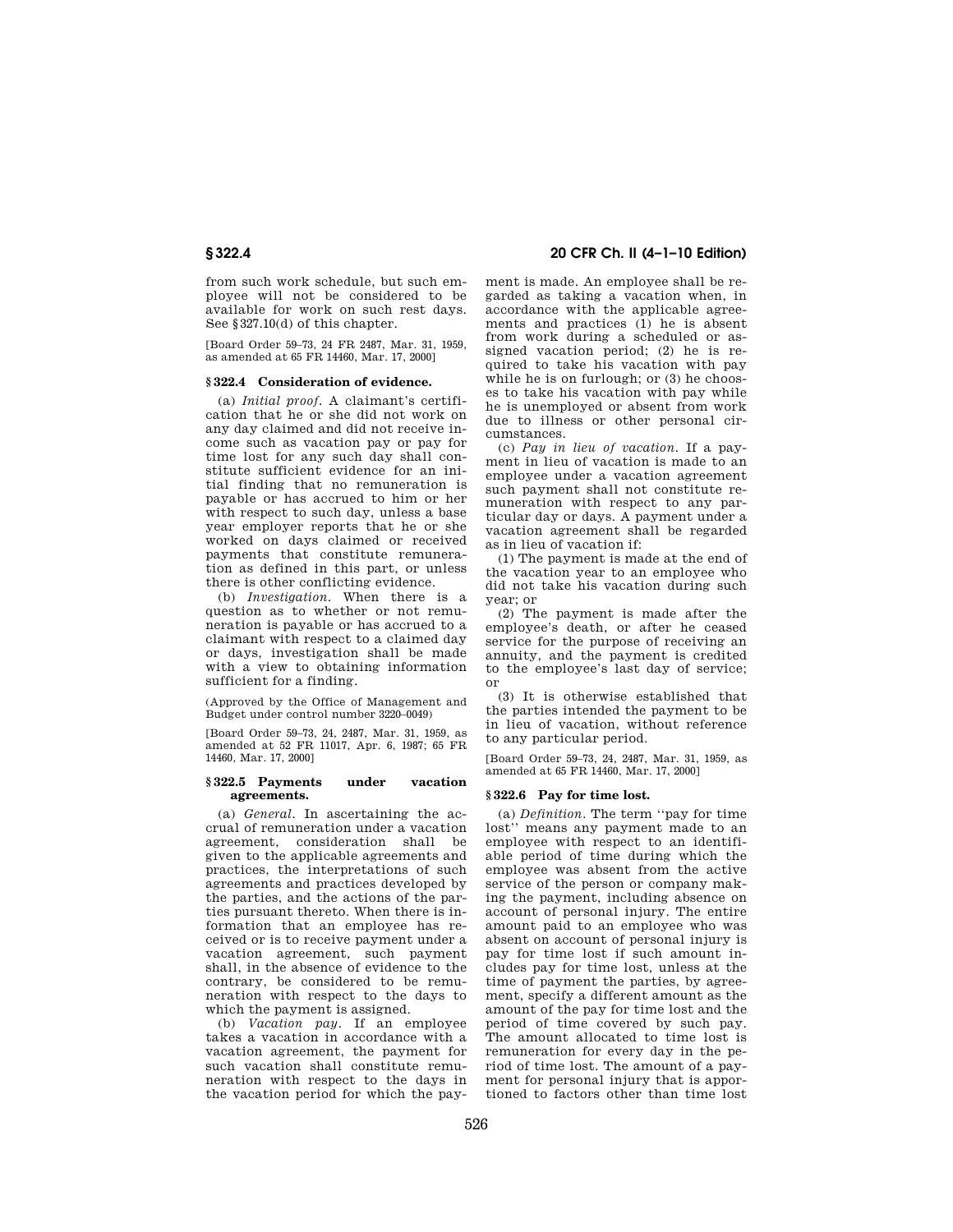from such work schedule, but such employee will not be considered to be available for work on such rest days. See §327.10(d) of this chapter.

[Board Order 59–73, 24 FR 2487, Mar. 31, 1959, as amended at 65 FR 14460, Mar. 17, 2000]

### § 322.4 Consideration of evidence.

(a) *Initial proof.* A claimant's certification that he or she did not work on any day claimed and did not receive income such as vacation pay or pay for time lost for any such day shall constitute sufficient evidence for an initial finding that no remuneration is payable or has accrued to him or her with respect to such day, unless a base year employer reports that he or she worked on days claimed or received payments that constitute remuneration as defined in this part, or unless there is other conflicting evidence.

(b) *Investigation.* When there is a question as to whether or not remuneration is payable or has accrued to a claimant with respect to a claimed day or days, investigation shall be made with a view to obtaining information sufficient for a finding.

(Approved by the Office of Management and Budget under control number 3220–0049)

[Board Order 59–73, 24, 2487, Mar. 31, 1959, as amended at 52 FR 11017, Apr. 6, 1987; 65 FR 14460, Mar. 17, 2000]

### § 322.5 Payments under vacation agreements.

(a) *General.* In ascertaining the accrual of remuneration under a vacation agreement, consideration shall be given to the applicable agreements and practices, the interpretations of such agreements and practices developed by the parties, and the actions of the parties pursuant thereto. When there is information that an employee has received or is to receive payment under a vacation agreement, such payment shall, in the absence of evidence to the contrary, be considered to be remuneration with respect to the days to which the payment is assigned.

(b) *Vacation pay.* If an employee takes a vacation in accordance with a vacation agreement, the payment for such vacation shall constitute remuneration with respect to the days in the vacation period for which the payment is made. An employee shall be regarded as taking a vacation when, in accordance with the applicable agreements and practices (1) he is absent from work during a scheduled or assigned vacation period; (2) he is required to take his vacation with pay while he is on furlough; or (3) he chooses to take his vacation with pay while he is unemployed or absent from work due to illness or other personal circumstances.

(c) *Pay in lieu of vacation.* If a payment in lieu of vacation is made to an employee under a vacation agreement such payment shall not constitute remuneration with respect to any particular day or days. A payment under a vacation agreement shall be regarded as in lieu of vacation if:

(1) The payment is made at the end of the vacation year to an employee who did not take his vacation during such year; or

(2) The payment is made after the employee's death, or after he ceased service for the purpose of receiving an annuity, and the payment is credited to the employee's last day of service; or

(3) It is otherwise established that the parties intended the payment to be in lieu of vacation, without reference to any particular period.

[Board Order 59–73, 24, 2487, Mar. 31, 1959, as amended at 65 FR 14460, Mar. 17, 2000]

### § 322.6 Pay for time lost.

(a) *Definition.* The term "pay for time lost" means any payment made to an employee with respect to an identifiable period of time during which the employee was absent from the active service of the person or company making the payment, including absence on account of personal injury. The entire amount paid to an employee who was absent on account of personal injury is pay for time lost if such amount includes pay for time lost, unless at the time of payment the parties, by agreement, specify a different amount as the amount of the pay for time lost and the period of time covered by such pay. The amount allocated to time lost is remuneration for every day in the period of time lost. The amount of a payment for personal injury that is apportioned to factors other than time lost